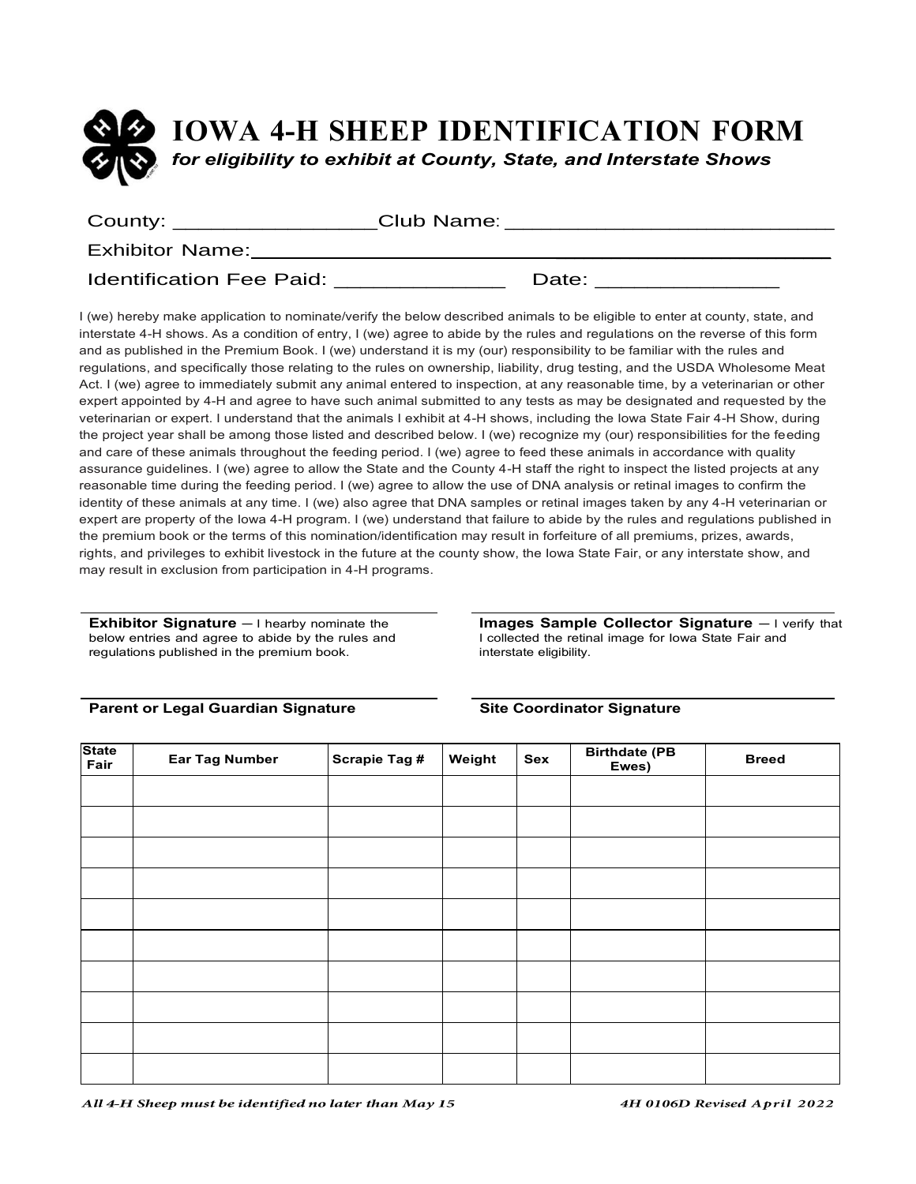# IOWA 4-H SHEEP IDENTIFICATION FORM

***for eligibility to exhibit at County, State, and Interstate Shows***

County: __________________ Club Name: ______________________________

Exhibitor Name: ___________________________________________________

Identification Fee Paid: _______________ Date: ________________

I (we) hereby make application to nominate/verify the below described animals to be eligible to enter at county, state, and interstate 4-H shows. As a condition of entry, I (we) agree to abide by the rules and regulations on the reverse of this form and as published in the Premium Book. I (we) understand it is my (our) responsibility to be familiar with the rules and regulations, and specifically those relating to the rules on ownership, liability, drug testing, and the USDA Wholesome Meat Act. I (we) agree to immediately submit any animal entered to inspection, at any reasonable time, by a veterinarian or other expert appointed by 4-H and agree to have such animal submitted to any tests as may be designated and requested by the veterinarian or expert. I understand that the animals I exhibit at 4-H shows, including the Iowa State Fair 4-H Show, during the project year shall be among those listed and described below. I (we) recognize my (our) responsibilities for the feeding and care of these animals throughout the feeding period. I (we) agree to feed these animals in accordance with quality assurance guidelines. I (we) agree to allow the State and the County 4-H staff the right to inspect the listed projects at any reasonable time during the feeding period. I (we) agree to allow the use of DNA analysis or retinal images to confirm the identity of these animals at any time. I (we) also agree that DNA samples or retinal images taken by any 4-H veterinarian or expert are property of the Iowa 4-H program. I (we) understand that failure to abide by the rules and regulations published in the premium book or the terms of this nomination/identification may result in forfeiture of all premiums, prizes, awards, rights, and privileges to exhibit livestock in the future at the county show, the Iowa State Fair, or any interstate show, and may result in exclusion from participation in 4-H programs.

______________________________

**Exhibitor Signature** — I hearby nominate the below entries and agree to abide by the rules and regulations published in the premium book.

______________________________

**Images Sample Collector Signature** — I verify that I collected the retinal image for Iowa State Fair and interstate eligibility.

______________________________

**Parent or Legal Guardian Signature**

______________________________

**Site Coordinator Signature**

| State Fair | Ear Tag Number | Scrapie Tag # | Weight | Sex | Birthdate (PB Ewes) | Breed |
|---|---|---|---|---|---|---|
| | | | | | | |
| | | | | | | |
| | | | | | | |
| | | | | | | |
| | | | | | | |
| | | | | | | |
| | | | | | | |
| | | | | | | |
| | | | | | | |
| | | | | | | |

***All 4-H Sheep must be identified no later than May 15***

*4H 0106D Revised April 2022*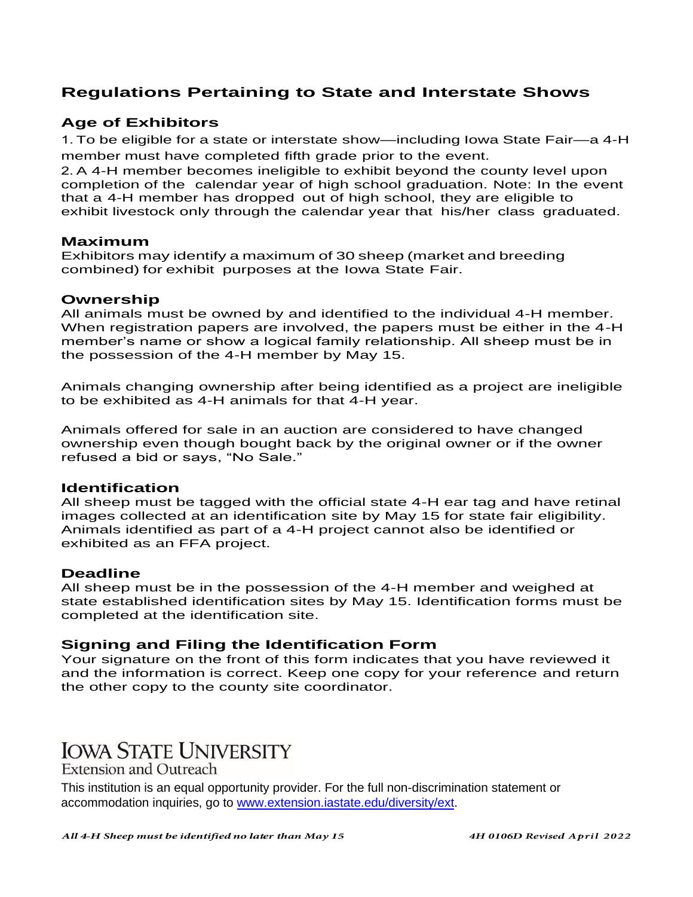## Regulations Pertaining to State and Interstate Shows

### Age of Exhibitors

1. To be eligible for a state or interstate show—including Iowa State Fair—a 4-H member must have completed fifth grade prior to the event.
2. A 4-H member becomes ineligible to exhibit beyond the county level upon completion of the calendar year of high school graduation. Note: In the event that a 4-H member has dropped out of high school, they are eligible to exhibit livestock only through the calendar year that his/her class graduated.

### Maximum

Exhibitors may identify a maximum of 30 sheep (market and breeding combined) for exhibit purposes at the Iowa State Fair.

### Ownership

All animals must be owned by and identified to the individual 4-H member. When registration papers are involved, the papers must be either in the 4-H member's name or show a logical family relationship. All sheep must be in the possession of the 4-H member by May 15.

Animals changing ownership after being identified as a project are ineligible to be exhibited as 4-H animals for that 4-H year.

Animals offered for sale in an auction are considered to have changed ownership even though bought back by the original owner or if the owner refused a bid or says, "No Sale."

### Identification

All sheep must be tagged with the official state 4-H ear tag and have retinal images collected at an identification site by May 15 for state fair eligibility. Animals identified as part of a 4-H project cannot also be identified or exhibited as an FFA project.

### Deadline

All sheep must be in the possession of the 4-H member and weighed at state established identification sites by May 15. Identification forms must be completed at the identification site.

### Signing and Filing the Identification Form

Your signature on the front of this form indicates that you have reviewed it and the information is correct. Keep one copy for your reference and return the other copy to the county site coordinator.

IOWA STATE UNIVERSITY
Extension and Outreach

This institution is an equal opportunity provider. For the full non-discrimination statement or accommodation inquiries, go to www.extension.iastate.edu/diversity/ext.

*All 4-H Sheep must be identified no later than May 15*

*4H 0106D Revised April 2022*